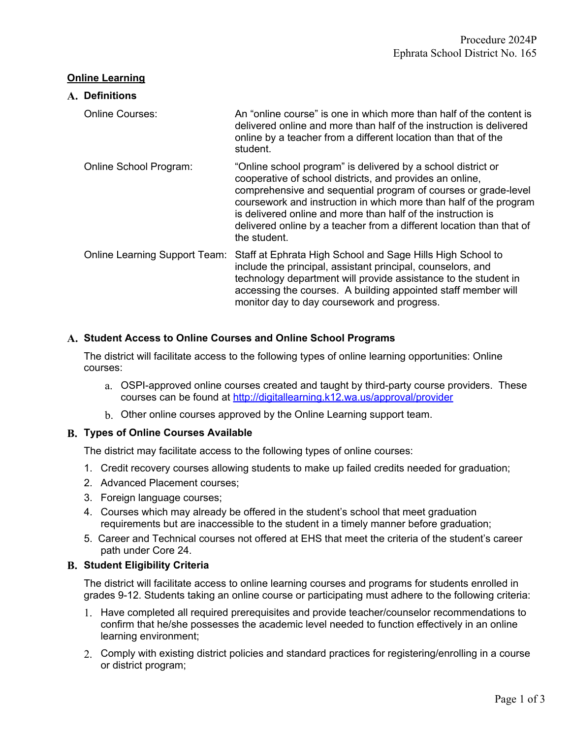Procedure 2024P
Ephrata School District No. 165

## Online Learning

### A. Definitions

| | |
|---|---|
| Online Courses: | An "online course" is one in which more than half of the content is delivered online and more than half of the instruction is delivered online by a teacher from a different location than that of the student. |
| Online School Program: | "Online school program" is delivered by a school district or cooperative of school districts, and provides an online, comprehensive and sequential program of courses or grade-level coursework and instruction in which more than half of the program is delivered online and more than half of the instruction is delivered online by a teacher from a different location than that of the student. |
| Online Learning Support Team: | Staff at Ephrata High School and Sage Hills High School to include the principal, assistant principal, counselors, and technology department will provide assistance to the student in accessing the courses. A building appointed staff member will monitor day to day coursework and progress. |

### A. Student Access to Online Courses and Online School Programs

The district will facilitate access to the following types of online learning opportunities: Online courses:

a. OSPI-approved online courses created and taught by third-party course providers. These courses can be found at http://digitallearning.k12.wa.us/approval/provider

b. Other online courses approved by the Online Learning support team.

### B. Types of Online Courses Available

The district may facilitate access to the following types of online courses:

1. Credit recovery courses allowing students to make up failed credits needed for graduation;
2. Advanced Placement courses;
3. Foreign language courses;
4. Courses which may already be offered in the student's school that meet graduation requirements but are inaccessible to the student in a timely manner before graduation;
5. Career and Technical courses not offered at EHS that meet the criteria of the student's career path under Core 24.

### B. Student Eligibility Criteria

The district will facilitate access to online learning courses and programs for students enrolled in grades 9-12. Students taking an online course or participating must adhere to the following criteria:

1. Have completed all required prerequisites and provide teacher/counselor recommendations to confirm that he/she possesses the academic level needed to function effectively in an online learning environment;
2. Comply with existing district policies and standard practices for registering/enrolling in a course or district program;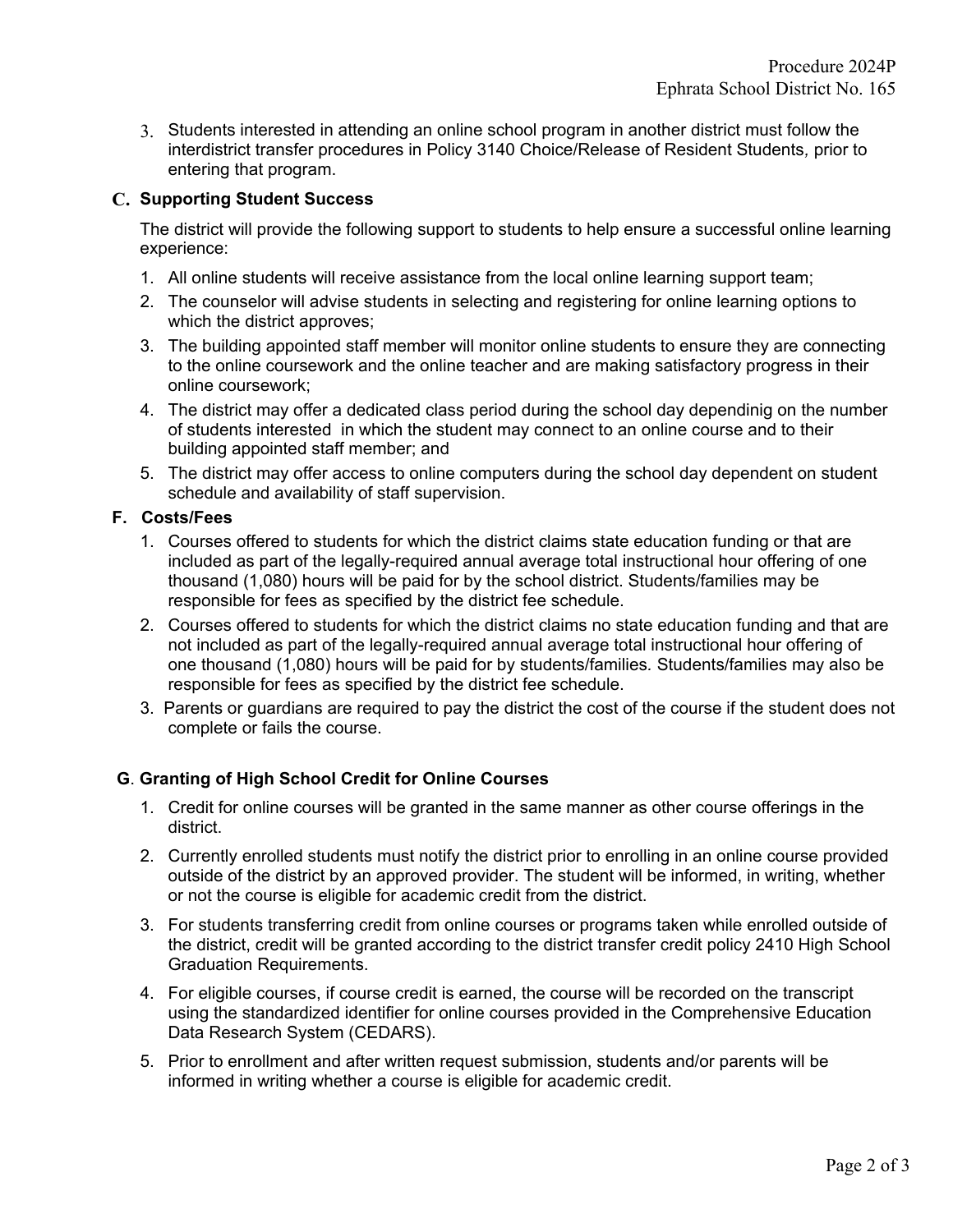3. Students interested in attending an online school program in another district must follow the interdistrict transfer procedures in Policy 3140 Choice/Release of Resident Students, prior to entering that program.

## C. Supporting Student Success

The district will provide the following support to students to help ensure a successful online learning experience:

1. All online students will receive assistance from the local online learning support team;
2. The counselor will advise students in selecting and registering for online learning options to which the district approves;
3. The building appointed staff member will monitor online students to ensure they are connecting to the online coursework and the online teacher and are making satisfactory progress in their online coursework;
4. The district may offer a dedicated class period during the school day dependinig on the number of students interested in which the student may connect to an online course and to their building appointed staff member; and
5. The district may offer access to online computers during the school day dependent on student schedule and availability of staff supervision.

## F. Costs/Fees

1. Courses offered to students for which the district claims state education funding or that are included as part of the legally-required annual average total instructional hour offering of one thousand (1,080) hours will be paid for by the school district. Students/families may be responsible for fees as specified by the district fee schedule.
2. Courses offered to students for which the district claims no state education funding and that are not included as part of the legally-required annual average total instructional hour offering of one thousand (1,080) hours will be paid for by students/families. Students/families may also be responsible for fees as specified by the district fee schedule.
3. Parents or guardians are required to pay the district the cost of the course if the student does not complete or fails the course.

## G. Granting of High School Credit for Online Courses

1. Credit for online courses will be granted in the same manner as other course offerings in the district.
2. Currently enrolled students must notify the district prior to enrolling in an online course provided outside of the district by an approved provider. The student will be informed, in writing, whether or not the course is eligible for academic credit from the district.
3. For students transferring credit from online courses or programs taken while enrolled outside of the district, credit will be granted according to the district transfer credit policy 2410 High School Graduation Requirements.
4. For eligible courses, if course credit is earned, the course will be recorded on the transcript using the standardized identifier for online courses provided in the Comprehensive Education Data Research System (CEDARS).
5. Prior to enrollment and after written request submission, students and/or parents will be informed in writing whether a course is eligible for academic credit.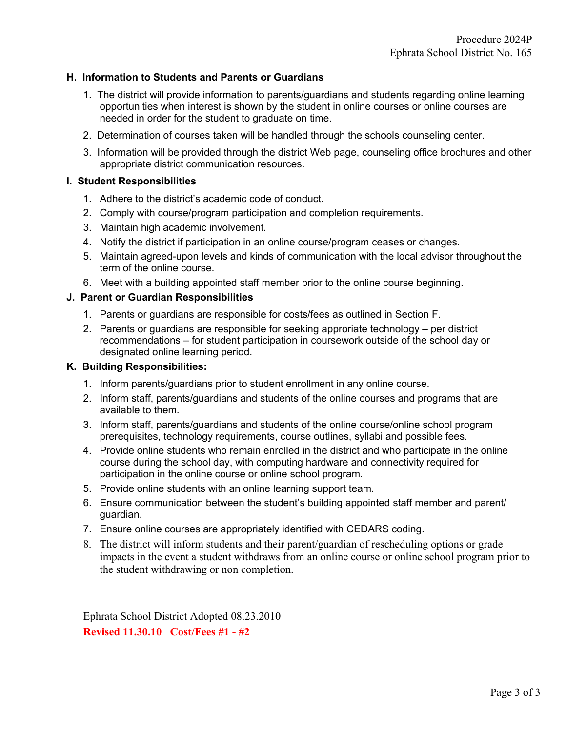### H. Information to Students and Parents or Guardians

1. The district will provide information to parents/guardians and students regarding online learning opportunities when interest is shown by the student in online courses or online courses are needed in order for the student to graduate on time.
2. Determination of courses taken will be handled through the schools counseling center.
3. Information will be provided through the district Web page, counseling office brochures and other appropriate district communication resources.

### I. Student Responsibilities

1. Adhere to the district's academic code of conduct.
2. Comply with course/program participation and completion requirements.
3. Maintain high academic involvement.
4. Notify the district if participation in an online course/program ceases or changes.
5. Maintain agreed-upon levels and kinds of communication with the local advisor throughout the term of the online course.
6. Meet with a building appointed staff member prior to the online course beginning.

### J. Parent or Guardian Responsibilities

1. Parents or guardians are responsible for costs/fees as outlined in Section F.
2. Parents or guardians are responsible for seeking approriate technology – per district recommendations – for student participation in coursework outside of the school day or designated online learning period.

### K. Building Responsibilities:

1. Inform parents/guardians prior to student enrollment in any online course.
2. Inform staff, parents/guardians and students of the online courses and programs that are available to them.
3. Inform staff, parents/guardians and students of the online course/online school program prerequisites, technology requirements, course outlines, syllabi and possible fees.
4. Provide online students who remain enrolled in the district and who participate in the online course during the school day, with computing hardware and connectivity required for participation in the online course or online school program.
5. Provide online students with an online learning support team.
6. Ensure communication between the student's building appointed staff member and parent/guardian.
7. Ensure online courses are appropriately identified with CEDARS coding.
8. The district will inform students and their parent/guardian of rescheduling options or grade impacts in the event a student withdraws from an online course or online school program prior to the student withdrawing or non completion.

Ephrata School District Adopted 08.23.2010

**Revised 11.30.10 Cost/Fees #1 - #2**